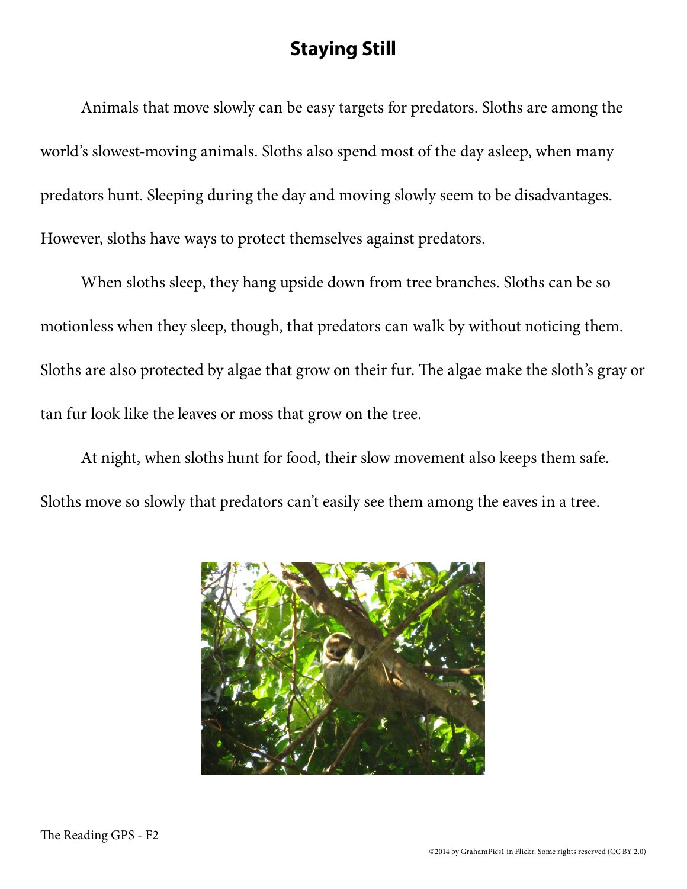# Staying Still

Animals that move slowly can be easy targets for predators. Sloths are among the world's slowest-moving animals. Sloths also spend most of the day asleep, when many predators hunt. Sleeping during the day and moving slowly seem to be disadvantages. However, sloths have ways to protect themselves against predators.

When sloths sleep, they hang upside down from tree branches. Sloths can be so motionless when they sleep, though, that predators can walk by without noticing them. Sloths are also protected by algae that grow on their fur. The algae make the sloth's gray or tan fur look like the leaves or moss that grow on the tree.

At night, when sloths hunt for food, their slow movement also keeps them safe. Sloths move so slowly that predators can't easily see them among the eaves in a tree.

The Reading GPS - F2

©2014 by GrahamPics1 in Flickr. Some rights reserved (CC BY 2.0)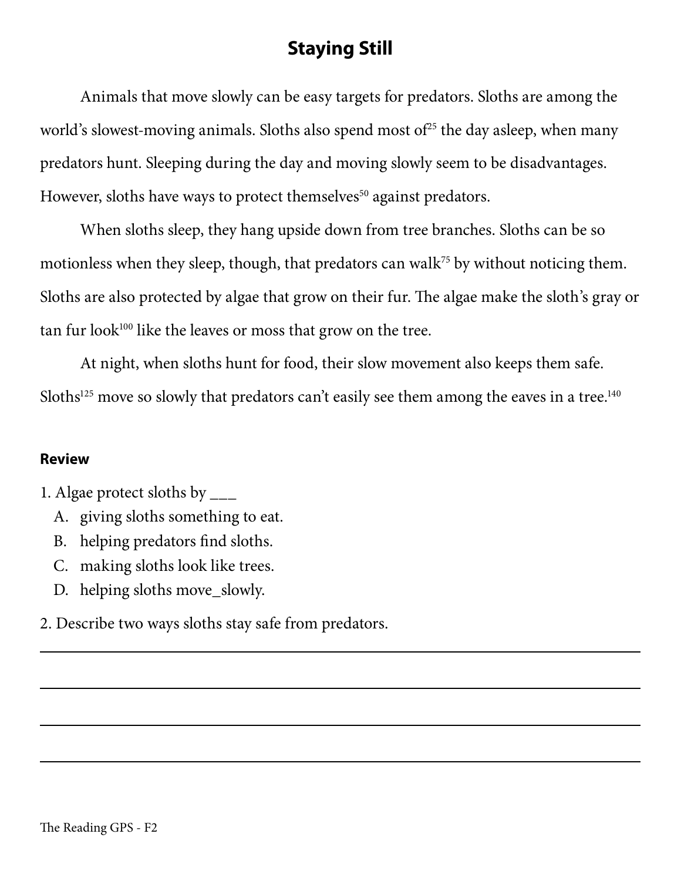# Staying Still

Animals that move slowly can be easy targets for predators. Sloths are among the world's slowest-moving animals. Sloths also spend most of[25] the day asleep, when many predators hunt. Sleeping during the day and moving slowly seem to be disadvantages. However, sloths have ways to protect themselves[50] against predators.

When sloths sleep, they hang upside down from tree branches. Sloths can be so motionless when they sleep, though, that predators can walk[75] by without noticing them. Sloths are also protected by algae that grow on their fur. The algae make the sloth's gray or tan fur look[100] like the leaves or moss that grow on the tree.

At night, when sloths hunt for food, their slow movement also keeps them safe. Sloths[125] move so slowly that predators can't easily see them among the eaves in a tree.[140]

**Review**

1. Algae protect sloths by ___
   A. giving sloths something to eat.
   B. helping predators find sloths.
   C. making sloths look like trees.
   D. helping sloths move_slowly.

2. Describe two ways sloths stay safe from predators.

______________________________________________

______________________________________________

______________________________________________

______________________________________________

The Reading GPS - F2